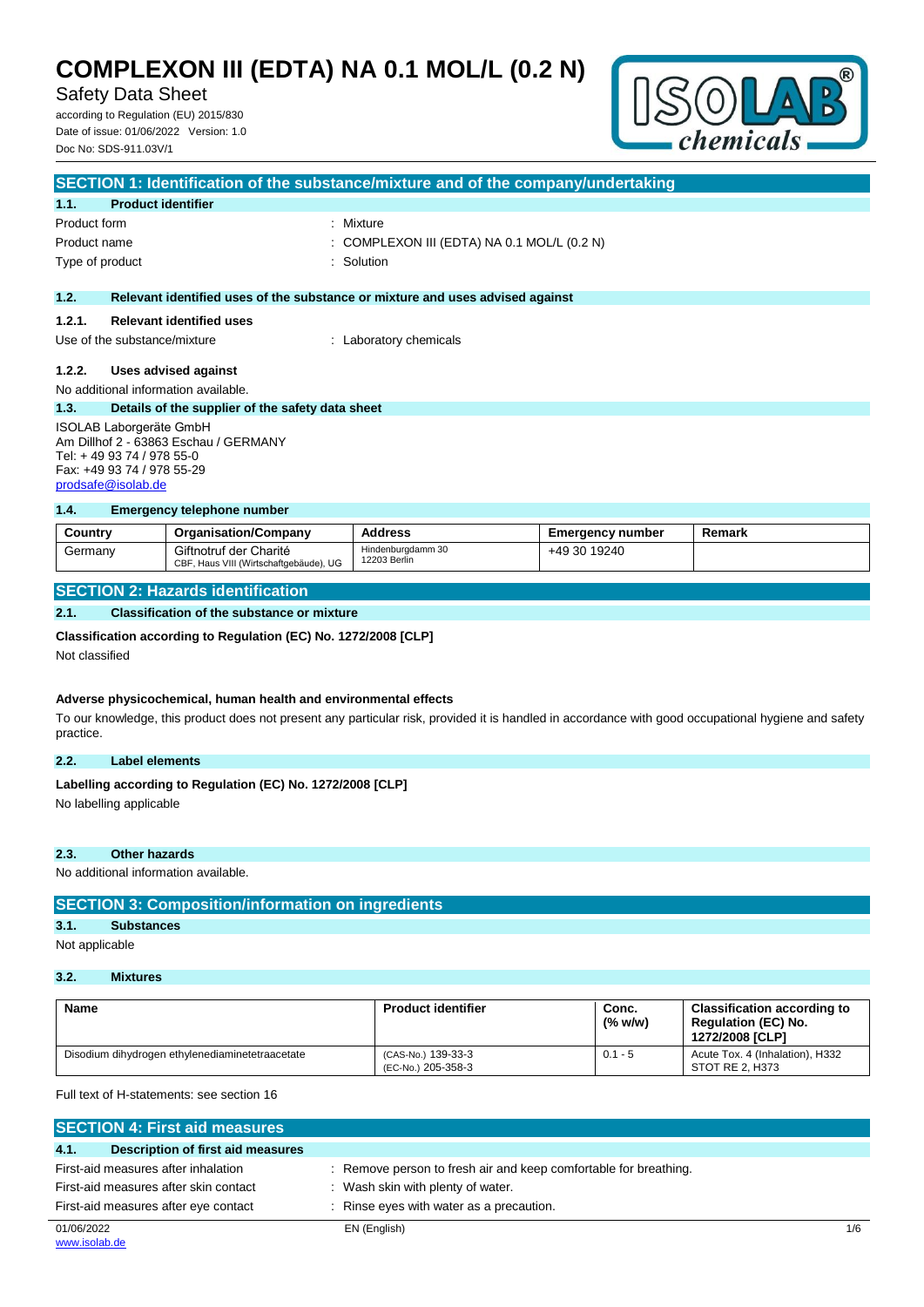# COMPLEXON III (EDTA) NA 0.1 MOL/L (0.2 N)

Safety Data Sheet

according to Regulation (EU) 2015/830
Date of issue: 01/06/2022 Version: 1.0
Doc No: SDS-911.03V/1

## SECTION 1: Identification of the substance/mixture and of the company/undertaking

### 1.1. Product identifier

Product form : Mixture
Product name : COMPLEXON III (EDTA) NA 0.1 MOL/L (0.2 N)
Type of product : Solution

### 1.2. Relevant identified uses of the substance or mixture and uses advised against

#### 1.2.1. Relevant identified uses

Use of the substance/mixture : Laboratory chemicals

#### 1.2.2. Uses advised against

No additional information available.

### 1.3. Details of the supplier of the safety data sheet

ISOLAB Laborgeräte GmbH
Am Dillhof 2 - 63863 Eschau / GERMANY
Tel: + 49 93 74 / 978 55-0
Fax: +49 93 74 / 978 55-29
prodsafe@isolab.de

### 1.4. Emergency telephone number

| Country | Organisation/Company | Address | Emergency number | Remark |
|---|---|---|---|---|
| Germany | Giftnotruf der Charité CBF, Haus VIII (Wirtschaftgebäude), UG | Hindenburgdamm 30 12203 Berlin | +49 30 19240 | |

## SECTION 2: Hazards identification

### 2.1. Classification of the substance or mixture

**Classification according to Regulation (EC) No. 1272/2008 [CLP]**

Not classified

**Adverse physicochemical, human health and environmental effects**

To our knowledge, this product does not present any particular risk, provided it is handled in accordance with good occupational hygiene and safety practice.

### 2.2. Label elements

**Labelling according to Regulation (EC) No. 1272/2008 [CLP]**

No labelling applicable

### 2.3. Other hazards

No additional information available.

## SECTION 3: Composition/information on ingredients

### 3.1. Substances

Not applicable

### 3.2. Mixtures

| Name | Product identifier | Conc. (% w/w) | Classification according to Regulation (EC) No. 1272/2008 [CLP] |
|---|---|---|---|
| Disodium dihydrogen ethylenediaminetetraacetate | (CAS-No.) 139-33-3 (EC-No.) 205-358-3 | 0.1 - 5 | Acute Tox. 4 (Inhalation), H332 STOT RE 2, H373 |

Full text of H-statements: see section 16

## SECTION 4: First aid measures

### 4.1. Description of first aid measures

First-aid measures after inhalation : Remove person to fresh air and keep comfortable for breathing.
First-aid measures after skin contact : Wash skin with plenty of water.
First-aid measures after eye contact : Rinse eyes with water as a precaution.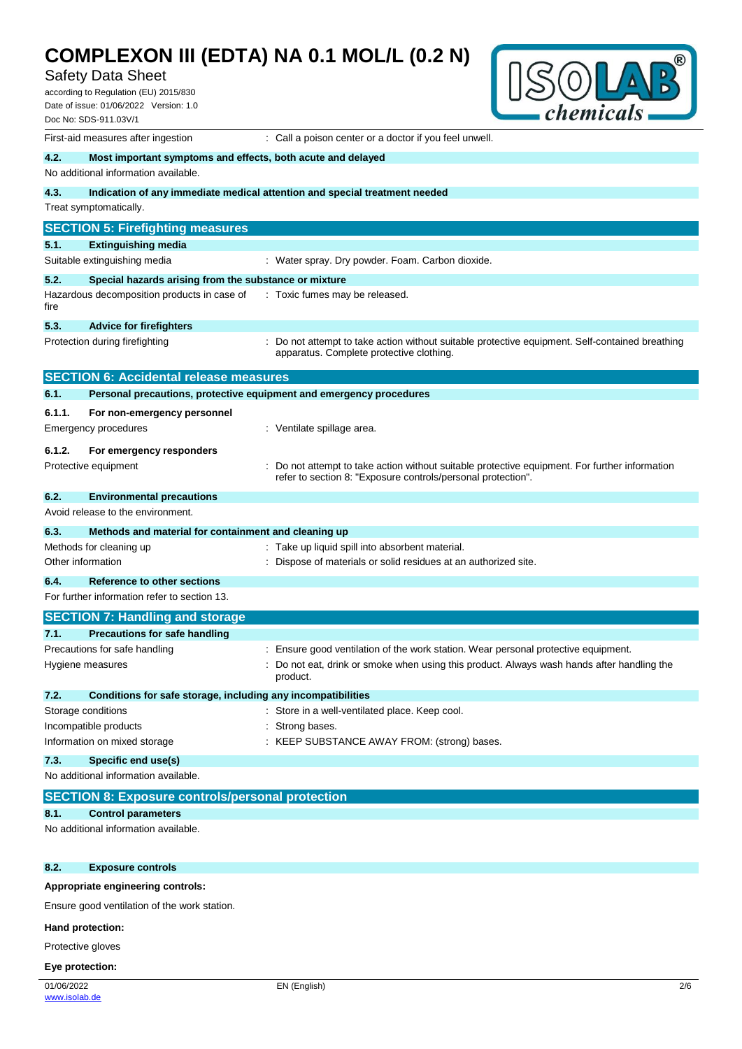First-aid measures after ingestion : Call a poison center or a doctor if you feel unwell.

### 4.2. Most important symptoms and effects, both acute and delayed

No additional information available.

### 4.3. Indication of any immediate medical attention and special treatment needed

Treat symptomatically.

## SECTION 5: Firefighting measures

### 5.1. Extinguishing media

Suitable extinguishing media : Water spray. Dry powder. Foam. Carbon dioxide.

### 5.2. Special hazards arising from the substance or mixture

Hazardous decomposition products in case of fire : Toxic fumes may be released.

### 5.3. Advice for firefighters

Protection during firefighting : Do not attempt to take action without suitable protective equipment. Self-contained breathing apparatus. Complete protective clothing.

## SECTION 6: Accidental release measures

### 6.1. Personal precautions, protective equipment and emergency procedures

#### 6.1.1. For non-emergency personnel

Emergency procedures : Ventilate spillage area.

#### 6.1.2. For emergency responders

Protective equipment : Do not attempt to take action without suitable protective equipment. For further information refer to section 8: "Exposure controls/personal protection".

### 6.2. Environmental precautions

Avoid release to the environment.

### 6.3. Methods and material for containment and cleaning up

Methods for cleaning up : Take up liquid spill into absorbent material.

Other information : Dispose of materials or solid residues at an authorized site.

### 6.4. Reference to other sections

For further information refer to section 13.

## SECTION 7: Handling and storage

### 7.1. Precautions for safe handling

Precautions for safe handling : Ensure good ventilation of the work station. Wear personal protective equipment.

Hygiene measures : Do not eat, drink or smoke when using this product. Always wash hands after handling the product.

### 7.2. Conditions for safe storage, including any incompatibilities

Storage conditions : Store in a well-ventilated place. Keep cool.

Incompatible products : Strong bases.

Information on mixed storage : KEEP SUBSTANCE AWAY FROM: (strong) bases.

### 7.3. Specific end use(s)

No additional information available.

## SECTION 8: Exposure controls/personal protection

### 8.1. Control parameters

No additional information available.

### 8.2. Exposure controls

**Appropriate engineering controls:**

Ensure good ventilation of the work station.

**Hand protection:**

Protective gloves

**Eye protection:**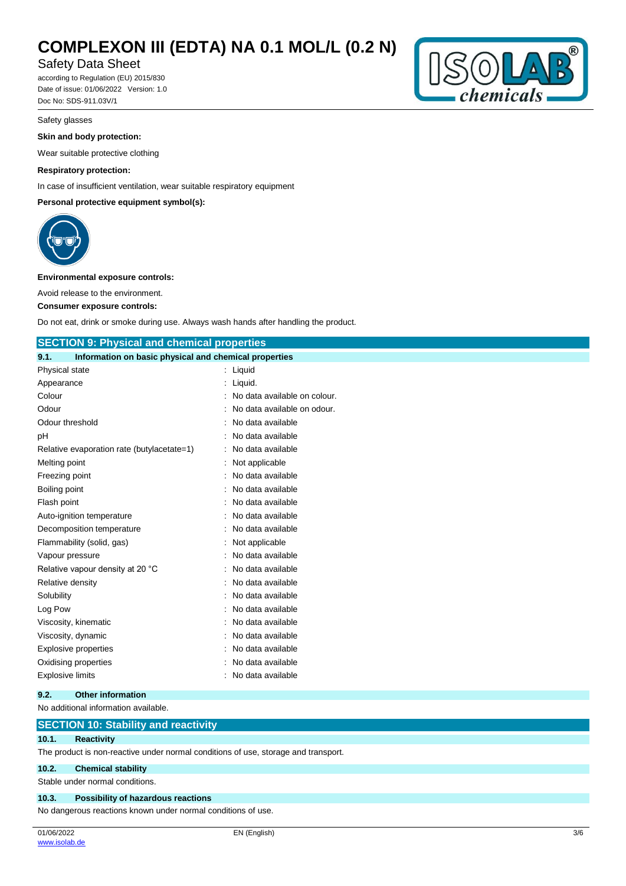Safety glasses

**Skin and body protection:**

Wear suitable protective clothing

**Respiratory protection:**

In case of insufficient ventilation, wear suitable respiratory equipment

**Personal protective equipment symbol(s):**

**Environmental exposure controls:**

Avoid release to the environment.

**Consumer exposure controls:**

Do not eat, drink or smoke during use. Always wash hands after handling the product.

## SECTION 9: Physical and chemical properties

### 9.1. Information on basic physical and chemical properties

| | |
|---|---|
| Physical state | : Liquid |
| Appearance | : Liquid. |
| Colour | : No data available on colour. |
| Odour | : No data available on odour. |
| Odour threshold | : No data available |
| pH | : No data available |
| Relative evaporation rate (butylacetate=1) | : No data available |
| Melting point | : Not applicable |
| Freezing point | : No data available |
| Boiling point | : No data available |
| Flash point | : No data available |
| Auto-ignition temperature | : No data available |
| Decomposition temperature | : No data available |
| Flammability (solid, gas) | : Not applicable |
| Vapour pressure | : No data available |
| Relative vapour density at 20 °C | : No data available |
| Relative density | : No data available |
| Solubility | : No data available |
| Log Pow | : No data available |
| Viscosity, kinematic | : No data available |
| Viscosity, dynamic | : No data available |
| Explosive properties | : No data available |
| Oxidising properties | : No data available |
| Explosive limits | : No data available |

### 9.2. Other information

No additional information available.

## SECTION 10: Stability and reactivity

### 10.1. Reactivity

The product is non-reactive under normal conditions of use, storage and transport.

### 10.2. Chemical stability

Stable under normal conditions.

### 10.3. Possibility of hazardous reactions

No dangerous reactions known under normal conditions of use.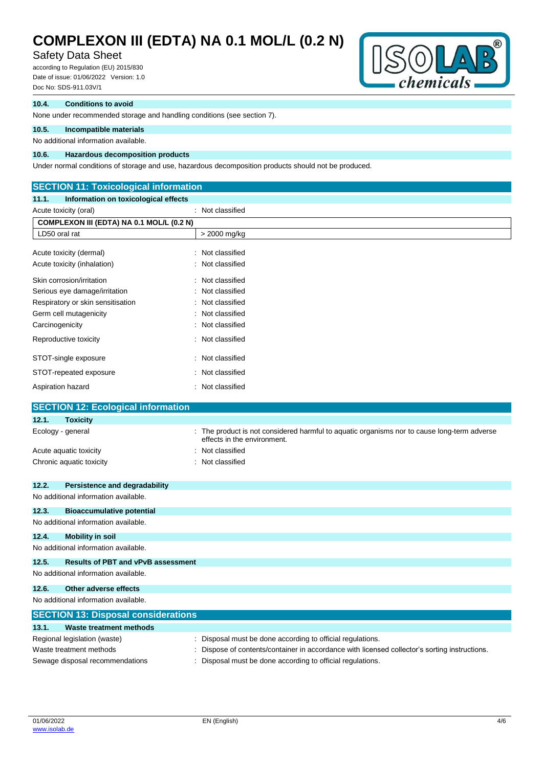### 10.4. Conditions to avoid

None under recommended storage and handling conditions (see section 7).

### 10.5. Incompatible materials

No additional information available.

### 10.6. Hazardous decomposition products

Under normal conditions of storage and use, hazardous decomposition products should not be produced.

## SECTION 11: Toxicological information

### 11.1. Information on toxicological effects

Acute toxicity (oral) : Not classified

| COMPLEXON III (EDTA) NA 0.1 MOL/L (0.2 N) | |
|---|---|
| LD50 oral rat | > 2000 mg/kg |

Acute toxicity (dermal) : Not classified
Acute toxicity (inhalation) : Not classified

Skin corrosion/irritation : Not classified
Serious eye damage/irritation : Not classified
Respiratory or skin sensitisation : Not classified
Germ cell mutagenicity : Not classified
Carcinogenicity : Not classified

Reproductive toxicity : Not classified

STOT-single exposure : Not classified

STOT-repeated exposure : Not classified

Aspiration hazard : Not classified

## SECTION 12: Ecological information

### 12.1. Toxicity

Ecology - general : The product is not considered harmful to aquatic organisms nor to cause long-term adverse effects in the environment.
Acute aquatic toxicity : Not classified
Chronic aquatic toxicity : Not classified

### 12.2. Persistence and degradability

No additional information available.

### 12.3. Bioaccumulative potential

No additional information available.

### 12.4. Mobility in soil

No additional information available.

### 12.5. Results of PBT and vPvB assessment

No additional information available.

### 12.6. Other adverse effects

No additional information available.

## SECTION 13: Disposal considerations

### 13.1. Waste treatment methods

Regional legislation (waste) : Disposal must be done according to official regulations.
Waste treatment methods : Dispose of contents/container in accordance with licensed collector's sorting instructions.
Sewage disposal recommendations : Disposal must be done according to official regulations.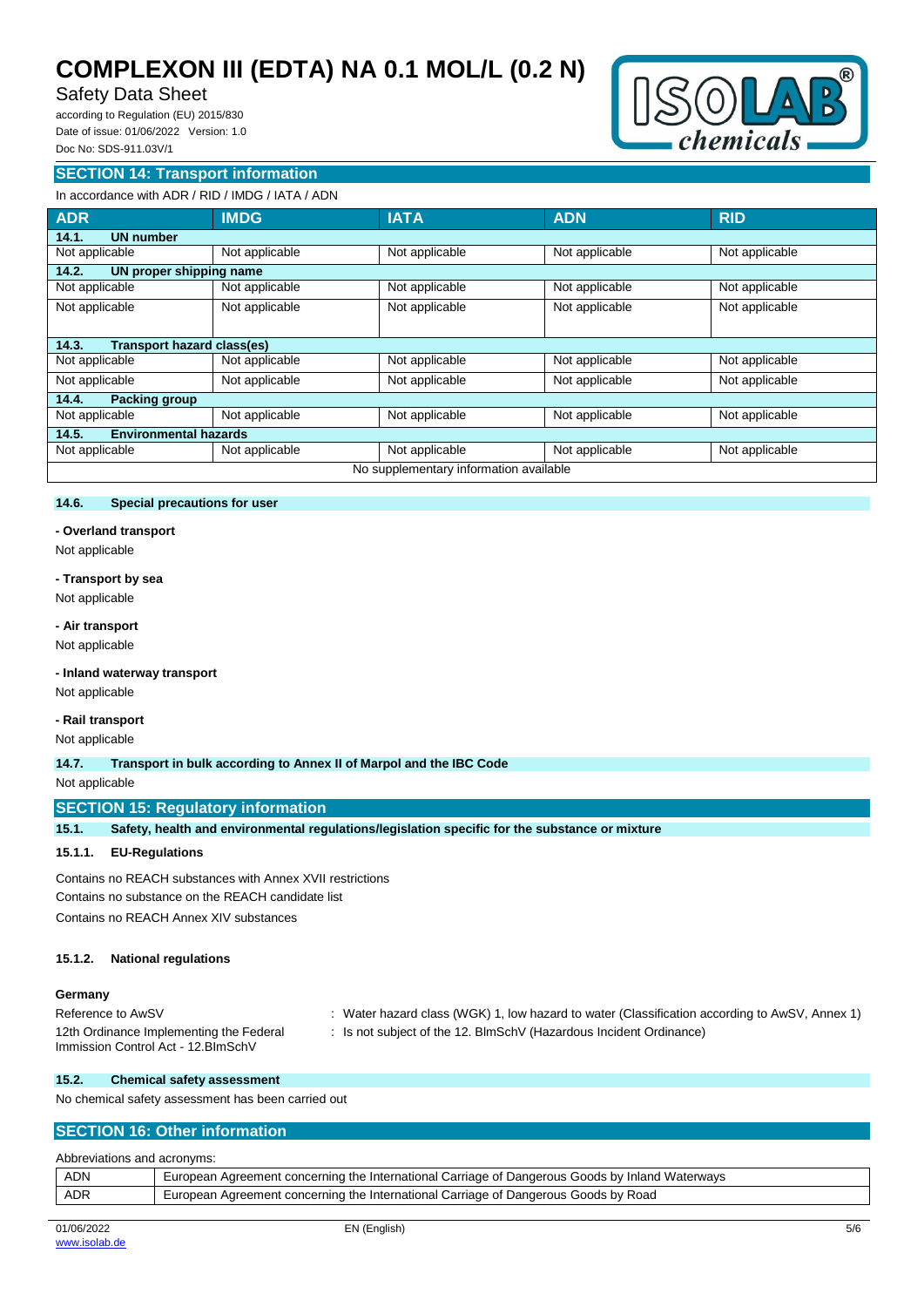## SECTION 14: Transport information

In accordance with ADR / RID / IMDG / IATA / ADN

| ADR | IMDG | IATA | ADN | RID |
|---|---|---|---|---|
| **14.1. UN number** | | | | |
| Not applicable | Not applicable | Not applicable | Not applicable | Not applicable |
| **14.2. UN proper shipping name** | | | | |
| Not applicable | Not applicable | Not applicable | Not applicable | Not applicable |
| Not applicable | Not applicable | Not applicable | Not applicable | Not applicable |
| **14.3. Transport hazard class(es)** | | | | |
| Not applicable | Not applicable | Not applicable | Not applicable | Not applicable |
| Not applicable | Not applicable | Not applicable | Not applicable | Not applicable |
| **14.4. Packing group** | | | | |
| Not applicable | Not applicable | Not applicable | Not applicable | Not applicable |
| **14.5. Environmental hazards** | | | | |
| Not applicable | Not applicable | Not applicable | Not applicable | Not applicable |
| No supplementary information available | | | | |

### 14.6. Special precautions for user

**- Overland transport**

Not applicable

**- Transport by sea**

Not applicable

**- Air transport**

Not applicable

**- Inland waterway transport**

Not applicable

**- Rail transport**

Not applicable

### 14.7. Transport in bulk according to Annex II of Marpol and the IBC Code

Not applicable

## SECTION 15: Regulatory information

### 15.1. Safety, health and environmental regulations/legislation specific for the substance or mixture

#### 15.1.1. EU-Regulations

Contains no REACH substances with Annex XVII restrictions

Contains no substance on the REACH candidate list

Contains no REACH Annex XIV substances

#### 15.1.2. National regulations

**Germany**

Reference to AwSV : Water hazard class (WGK) 1, low hazard to water (Classification according to AwSV, Annex 1)

12th Ordinance Implementing the Federal Immission Control Act - 12.BImSchV : Is not subject of the 12. BlmSchV (Hazardous Incident Ordinance)

### 15.2. Chemical safety assessment

No chemical safety assessment has been carried out

## SECTION 16: Other information

Abbreviations and acronyms:

| | |
|---|---|
| ADN | European Agreement concerning the International Carriage of Dangerous Goods by Inland Waterways |
| ADR | European Agreement concerning the International Carriage of Dangerous Goods by Road |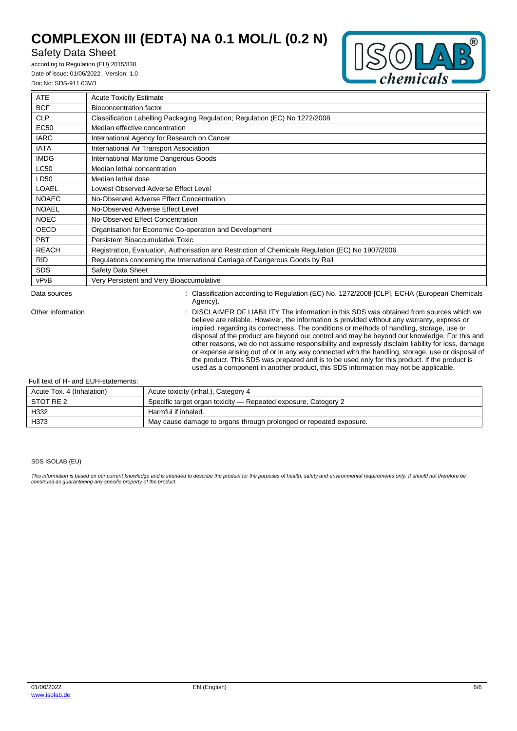| | |
|---|---|
| ATE | Acute Toxicity Estimate |
| BCF | Bioconcentration factor |
| CLP | Classification Labelling Packaging Regulation; Regulation (EC) No 1272/2008 |
| EC50 | Median effective concentration |
| IARC | International Agency for Research on Cancer |
| IATA | International Air Transport Association |
| IMDG | International Maritime Dangerous Goods |
| LC50 | Median lethal concentration |
| LD50 | Median lethal dose |
| LOAEL | Lowest Observed Adverse Effect Level |
| NOAEC | No-Observed Adverse Effect Concentration |
| NOAEL | No-Observed Adverse Effect Level |
| NOEC | No-Observed Effect Concentration |
| OECD | Organisation for Economic Co-operation and Development |
| PBT | Persistent Bioaccumulative Toxic |
| REACH | Registration, Evaluation, Authorisation and Restriction of Chemicals Regulation (EC) No 1907/2006 |
| RID | Regulations concerning the International Carriage of Dangerous Goods by Rail |
| SDS | Safety Data Sheet |
| vPvB | Very Persistent and Very Bioaccumulative |

Data sources : Classification according to Regulation (EC) No. 1272/2008 [CLP]. ECHA (European Chemicals Agency).

Other information : DISCLAIMER OF LIABILITY The information in this SDS was obtained from sources which we believe are reliable. However, the information is provided without any warranty, express or implied, regarding its correctness. The conditions or methods of handling, storage, use or disposal of the product are beyond our control and may be beyond our knowledge. For this and other reasons, we do not assume responsibility and expressly disclaim liability for loss, damage or expense arising out of or in any way connected with the handling, storage, use or disposal of the product. This SDS was prepared and is to be used only for this product. If the product is used as a component in another product, this SDS information may not be applicable.

Full text of H- and EUH-statements:

| | |
|---|---|
| Acute Tox. 4 (Inhalation) | Acute toxicity (inhal.), Category 4 |
| STOT RE 2 | Specific target organ toxicity — Repeated exposure, Category 2 |
| H332 | Harmful if inhaled. |
| H373 | May cause damage to organs through prolonged or repeated exposure. |

SDS ISOLAB (EU)

*This information is based on our current knowledge and is intended to describe the product for the purposes of health, safety and environmental requirements only. It should not therefore be construed as guaranteeing any specific property of the product*